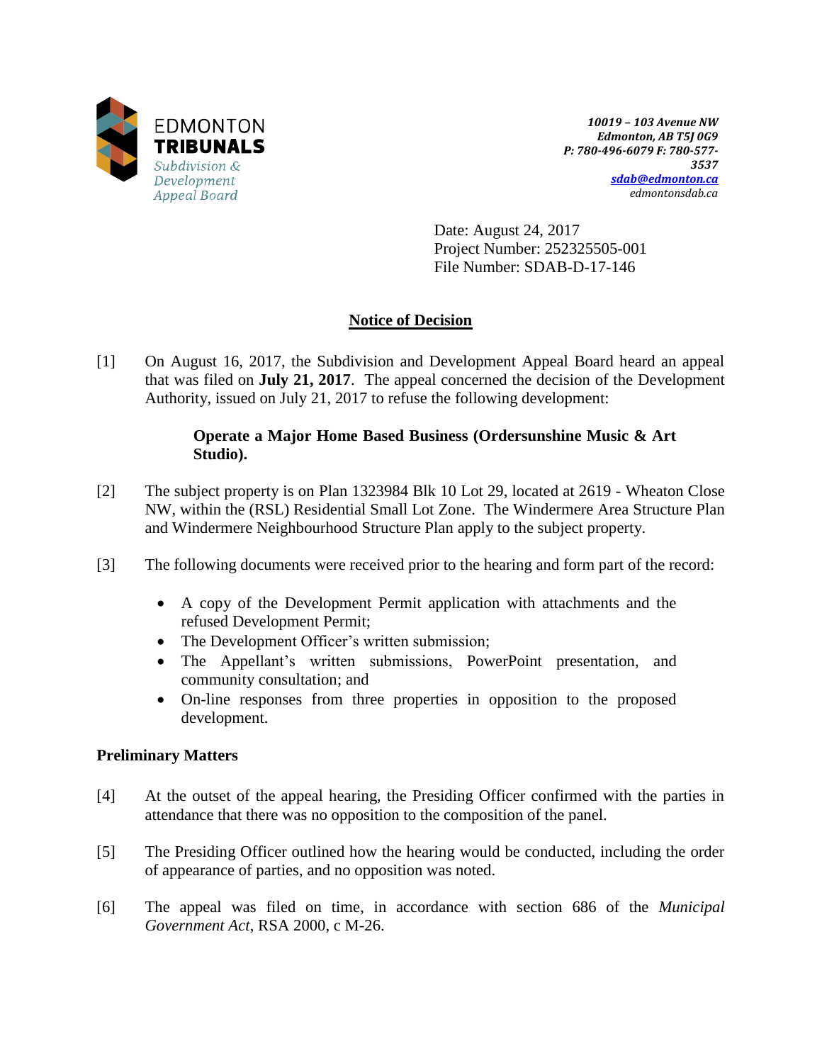EDMONTON
**TRIBUNALS**
*Subdivision & Development Appeal Board*

***10019 – 103 Avenue NW***
***Edmonton, AB T5J 0G9***
***P: 780-496-6079 F: 780-577-3537***
***sdab@edmonton.ca***
*edmontonsdab.ca*

Date: August 24, 2017
Project Number: 252325505-001
File Number: SDAB-D-17-146

## Notice of Decision

[1] On August 16, 2017, the Subdivision and Development Appeal Board heard an appeal that was filed on **July 21, 2017**. The appeal concerned the decision of the Development Authority, issued on July 21, 2017 to refuse the following development:

> **Operate a Major Home Based Business (Ordersunshine Music & Art Studio).**

[2] The subject property is on Plan 1323984 Blk 10 Lot 29, located at 2619 - Wheaton Close NW, within the (RSL) Residential Small Lot Zone. The Windermere Area Structure Plan and Windermere Neighbourhood Structure Plan apply to the subject property.

[3] The following documents were received prior to the hearing and form part of the record:

- A copy of the Development Permit application with attachments and the refused Development Permit;
- The Development Officer's written submission;
- The Appellant's written submissions, PowerPoint presentation, and community consultation; and
- On-line responses from three properties in opposition to the proposed development.

### Preliminary Matters

[4] At the outset of the appeal hearing, the Presiding Officer confirmed with the parties in attendance that there was no opposition to the composition of the panel.

[5] The Presiding Officer outlined how the hearing would be conducted, including the order of appearance of parties, and no opposition was noted.

[6] The appeal was filed on time, in accordance with section 686 of the *Municipal Government Act*, RSA 2000, c M-26.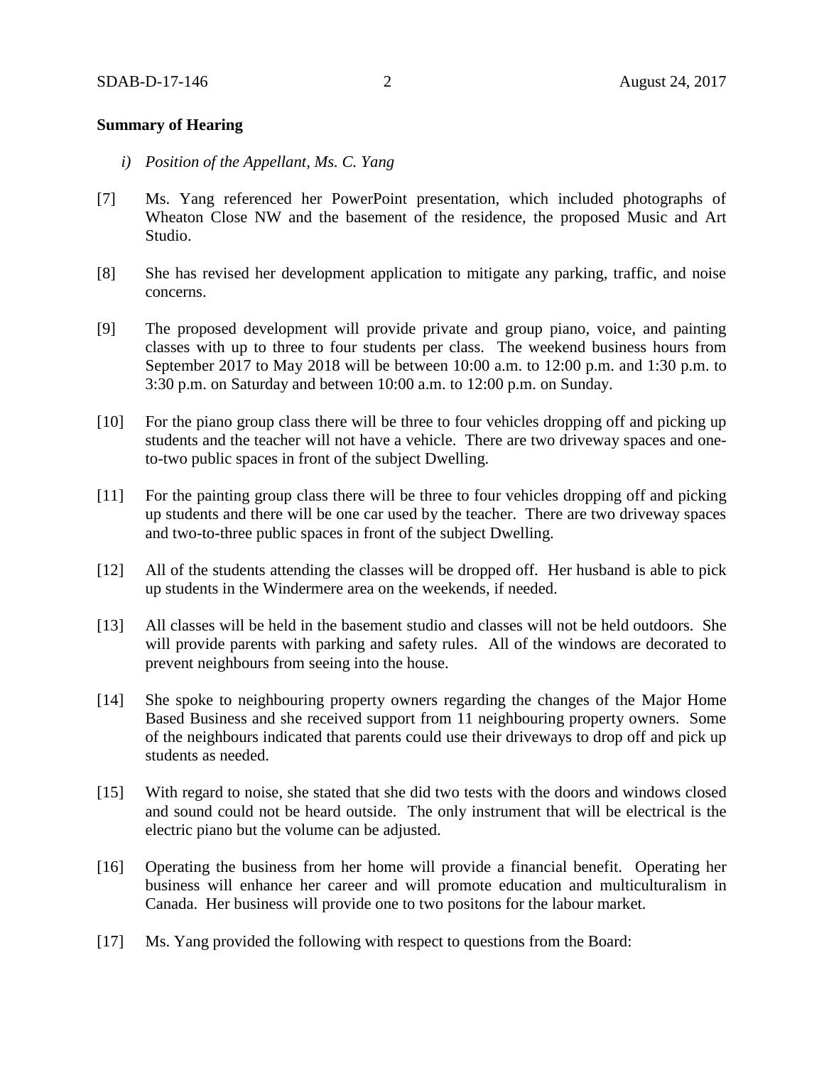**Summary of Hearing**

*i) Position of the Appellant, Ms. C. Yang*

[7] Ms. Yang referenced her PowerPoint presentation, which included photographs of Wheaton Close NW and the basement of the residence, the proposed Music and Art Studio.

[8] She has revised her development application to mitigate any parking, traffic, and noise concerns.

[9] The proposed development will provide private and group piano, voice, and painting classes with up to three to four students per class. The weekend business hours from September 2017 to May 2018 will be between 10:00 a.m. to 12:00 p.m. and 1:30 p.m. to 3:30 p.m. on Saturday and between 10:00 a.m. to 12:00 p.m. on Sunday.

[10] For the piano group class there will be three to four vehicles dropping off and picking up students and the teacher will not have a vehicle. There are two driveway spaces and one-to-two public spaces in front of the subject Dwelling.

[11] For the painting group class there will be three to four vehicles dropping off and picking up students and there will be one car used by the teacher. There are two driveway spaces and two-to-three public spaces in front of the subject Dwelling.

[12] All of the students attending the classes will be dropped off. Her husband is able to pick up students in the Windermere area on the weekends, if needed.

[13] All classes will be held in the basement studio and classes will not be held outdoors. She will provide parents with parking and safety rules. All of the windows are decorated to prevent neighbours from seeing into the house.

[14] She spoke to neighbouring property owners regarding the changes of the Major Home Based Business and she received support from 11 neighbouring property owners. Some of the neighbours indicated that parents could use their driveways to drop off and pick up students as needed.

[15] With regard to noise, she stated that she did two tests with the doors and windows closed and sound could not be heard outside. The only instrument that will be electrical is the electric piano but the volume can be adjusted.

[16] Operating the business from her home will provide a financial benefit. Operating her business will enhance her career and will promote education and multiculturalism in Canada. Her business will provide one to two positons for the labour market.

[17] Ms. Yang provided the following with respect to questions from the Board: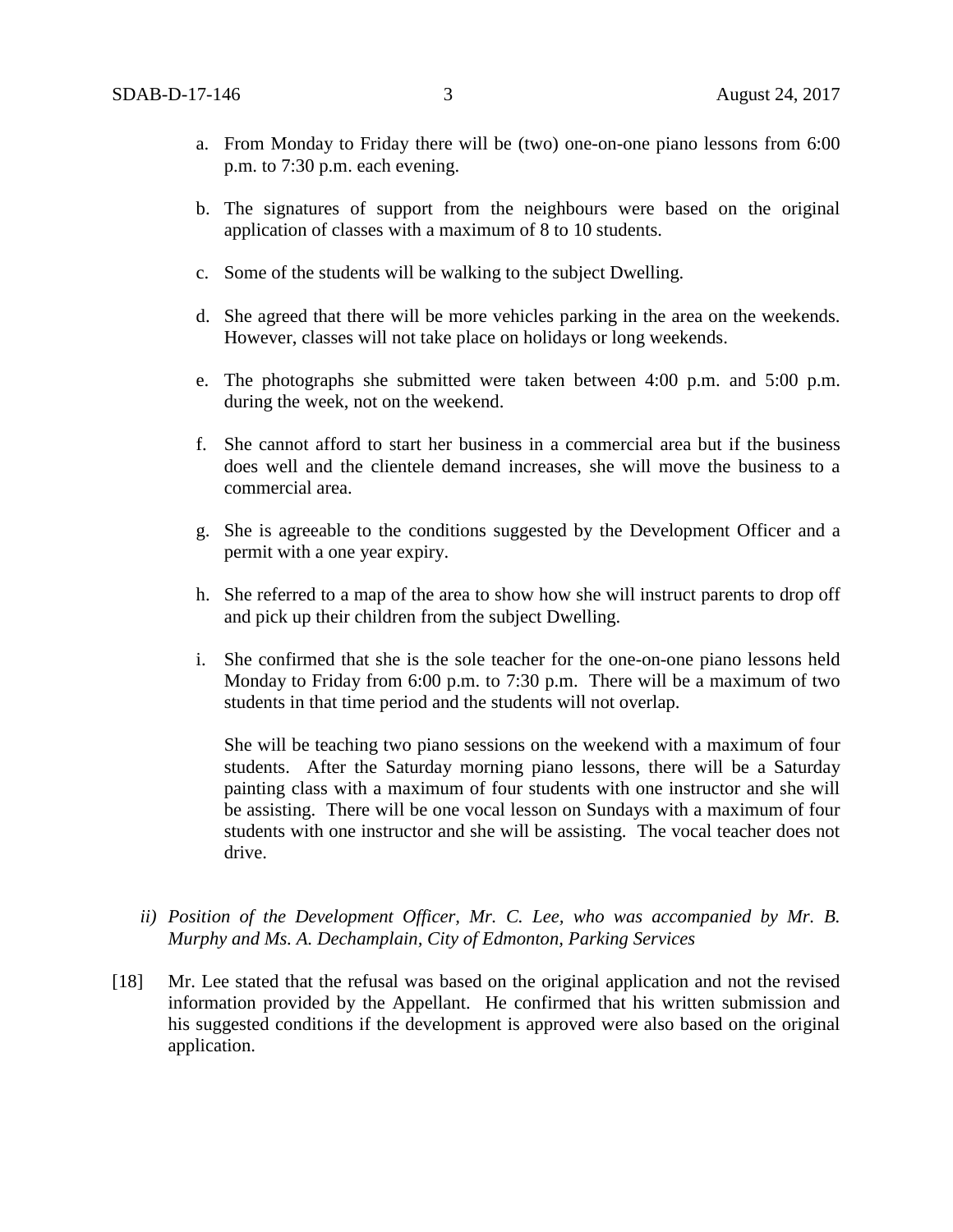a. From Monday to Friday there will be (two) one-on-one piano lessons from 6:00 p.m. to 7:30 p.m. each evening.

b. The signatures of support from the neighbours were based on the original application of classes with a maximum of 8 to 10 students.

c. Some of the students will be walking to the subject Dwelling.

d. She agreed that there will be more vehicles parking in the area on the weekends. However, classes will not take place on holidays or long weekends.

e. The photographs she submitted were taken between 4:00 p.m. and 5:00 p.m. during the week, not on the weekend.

f. She cannot afford to start her business in a commercial area but if the business does well and the clientele demand increases, she will move the business to a commercial area.

g. She is agreeable to the conditions suggested by the Development Officer and a permit with a one year expiry.

h. She referred to a map of the area to show how she will instruct parents to drop off and pick up their children from the subject Dwelling.

i. She confirmed that she is the sole teacher for the one-on-one piano lessons held Monday to Friday from 6:00 p.m. to 7:30 p.m. There will be a maximum of two students in that time period and the students will not overlap.

   She will be teaching two piano sessions on the weekend with a maximum of four students. After the Saturday morning piano lessons, there will be a Saturday painting class with a maximum of four students with one instructor and she will be assisting. There will be one vocal lesson on Sundays with a maximum of four students with one instructor and she will be assisting. The vocal teacher does not drive.

*ii) Position of the Development Officer, Mr. C. Lee, who was accompanied by Mr. B. Murphy and Ms. A. Dechamplain, City of Edmonton, Parking Services*

[18] Mr. Lee stated that the refusal was based on the original application and not the revised information provided by the Appellant. He confirmed that his written submission and his suggested conditions if the development is approved were also based on the original application.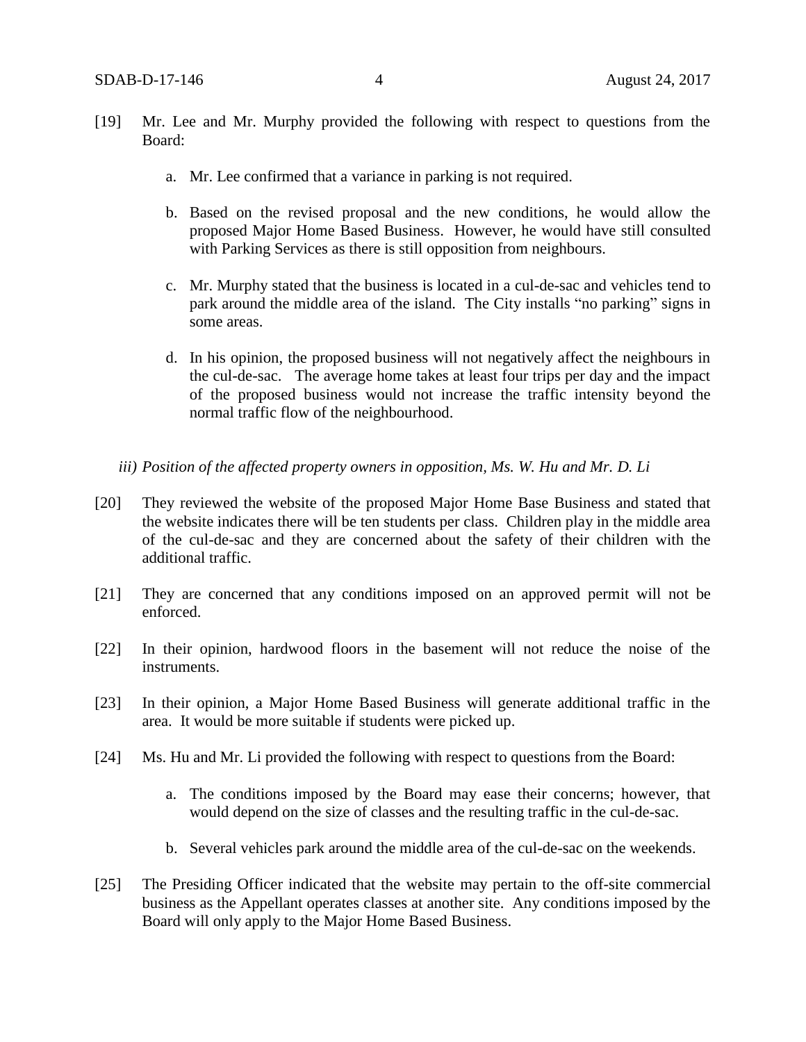[19] Mr. Lee and Mr. Murphy provided the following with respect to questions from the Board:

a. Mr. Lee confirmed that a variance in parking is not required.

b. Based on the revised proposal and the new conditions, he would allow the proposed Major Home Based Business. However, he would have still consulted with Parking Services as there is still opposition from neighbours.

c. Mr. Murphy stated that the business is located in a cul-de-sac and vehicles tend to park around the middle area of the island. The City installs "no parking" signs in some areas.

d. In his opinion, the proposed business will not negatively affect the neighbours in the cul-de-sac. The average home takes at least four trips per day and the impact of the proposed business would not increase the traffic intensity beyond the normal traffic flow of the neighbourhood.

*iii) Position of the affected property owners in opposition, Ms. W. Hu and Mr. D. Li*

[20] They reviewed the website of the proposed Major Home Base Business and stated that the website indicates there will be ten students per class. Children play in the middle area of the cul-de-sac and they are concerned about the safety of their children with the additional traffic.

[21] They are concerned that any conditions imposed on an approved permit will not be enforced.

[22] In their opinion, hardwood floors in the basement will not reduce the noise of the instruments.

[23] In their opinion, a Major Home Based Business will generate additional traffic in the area. It would be more suitable if students were picked up.

[24] Ms. Hu and Mr. Li provided the following with respect to questions from the Board:

a. The conditions imposed by the Board may ease their concerns; however, that would depend on the size of classes and the resulting traffic in the cul-de-sac.

b. Several vehicles park around the middle area of the cul-de-sac on the weekends.

[25] The Presiding Officer indicated that the website may pertain to the off-site commercial business as the Appellant operates classes at another site. Any conditions imposed by the Board will only apply to the Major Home Based Business.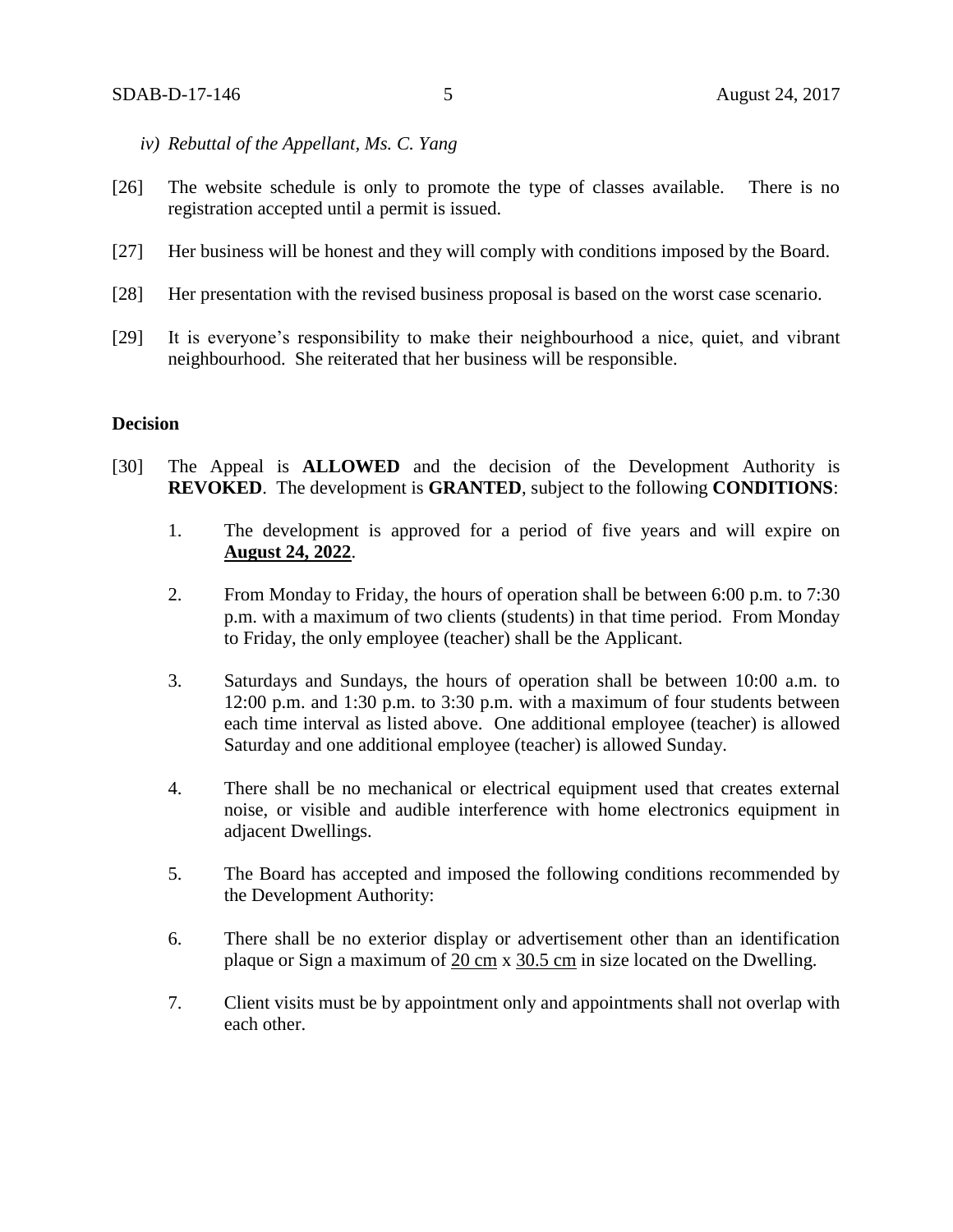*iv) Rebuttal of the Appellant, Ms. C. Yang*

[26] The website schedule is only to promote the type of classes available. There is no registration accepted until a permit is issued.

[27] Her business will be honest and they will comply with conditions imposed by the Board.

[28] Her presentation with the revised business proposal is based on the worst case scenario.

[29] It is everyone's responsibility to make their neighbourhood a nice, quiet, and vibrant neighbourhood. She reiterated that her business will be responsible.

**Decision**

[30] The Appeal is **ALLOWED** and the decision of the Development Authority is **REVOKED**. The development is **GRANTED**, subject to the following **CONDITIONS**:

1. The development is approved for a period of five years and will expire on **<u>August 24, 2022</u>**.

2. From Monday to Friday, the hours of operation shall be between 6:00 p.m. to 7:30 p.m. with a maximum of two clients (students) in that time period. From Monday to Friday, the only employee (teacher) shall be the Applicant.

3. Saturdays and Sundays, the hours of operation shall be between 10:00 a.m. to 12:00 p.m. and 1:30 p.m. to 3:30 p.m. with a maximum of four students between each time interval as listed above. One additional employee (teacher) is allowed Saturday and one additional employee (teacher) is allowed Sunday.

4. There shall be no mechanical or electrical equipment used that creates external noise, or visible and audible interference with home electronics equipment in adjacent Dwellings.

5. The Board has accepted and imposed the following conditions recommended by the Development Authority:

6. There shall be no exterior display or advertisement other than an identification plaque or Sign a maximum of <u>20 cm</u> x <u>30.5 cm</u> in size located on the Dwelling.

7. Client visits must be by appointment only and appointments shall not overlap with each other.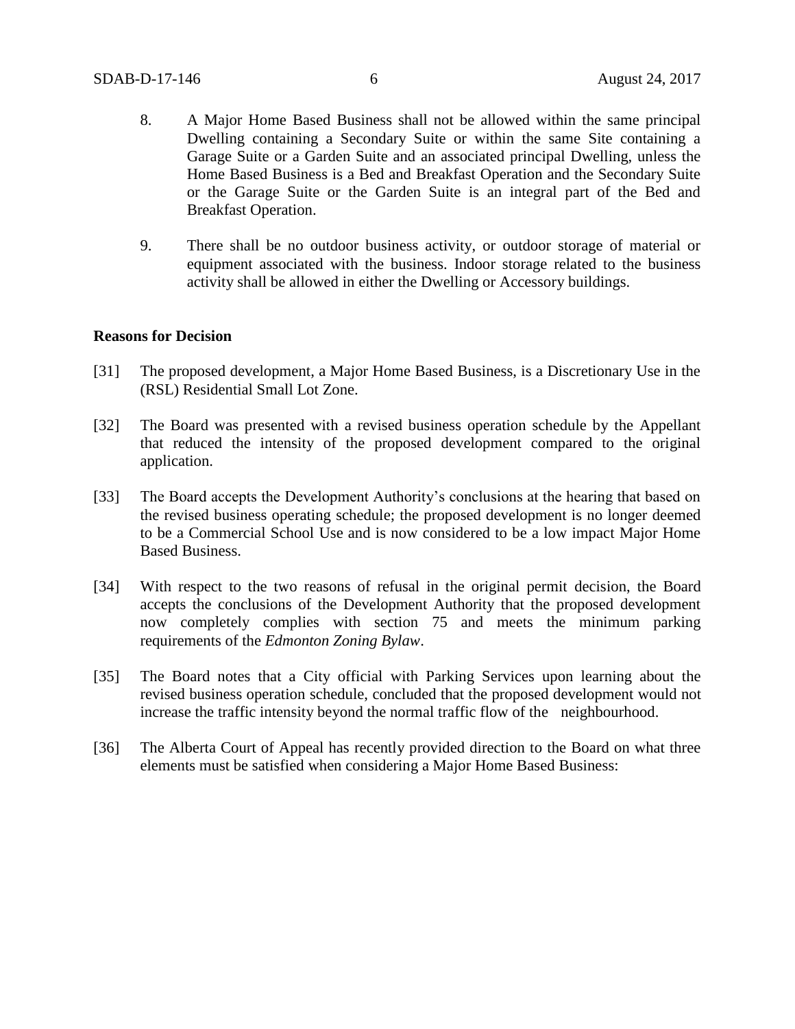8. A Major Home Based Business shall not be allowed within the same principal Dwelling containing a Secondary Suite or within the same Site containing a Garage Suite or a Garden Suite and an associated principal Dwelling, unless the Home Based Business is a Bed and Breakfast Operation and the Secondary Suite or the Garage Suite or the Garden Suite is an integral part of the Bed and Breakfast Operation.

9. There shall be no outdoor business activity, or outdoor storage of material or equipment associated with the business. Indoor storage related to the business activity shall be allowed in either the Dwelling or Accessory buildings.

**Reasons for Decision**

[31] The proposed development, a Major Home Based Business, is a Discretionary Use in the (RSL) Residential Small Lot Zone.

[32] The Board was presented with a revised business operation schedule by the Appellant that reduced the intensity of the proposed development compared to the original application.

[33] The Board accepts the Development Authority's conclusions at the hearing that based on the revised business operating schedule; the proposed development is no longer deemed to be a Commercial School Use and is now considered to be a low impact Major Home Based Business.

[34] With respect to the two reasons of refusal in the original permit decision, the Board accepts the conclusions of the Development Authority that the proposed development now completely complies with section 75 and meets the minimum parking requirements of the *Edmonton Zoning Bylaw*.

[35] The Board notes that a City official with Parking Services upon learning about the revised business operation schedule, concluded that the proposed development would not increase the traffic intensity beyond the normal traffic flow of the neighbourhood.

[36] The Alberta Court of Appeal has recently provided direction to the Board on what three elements must be satisfied when considering a Major Home Based Business: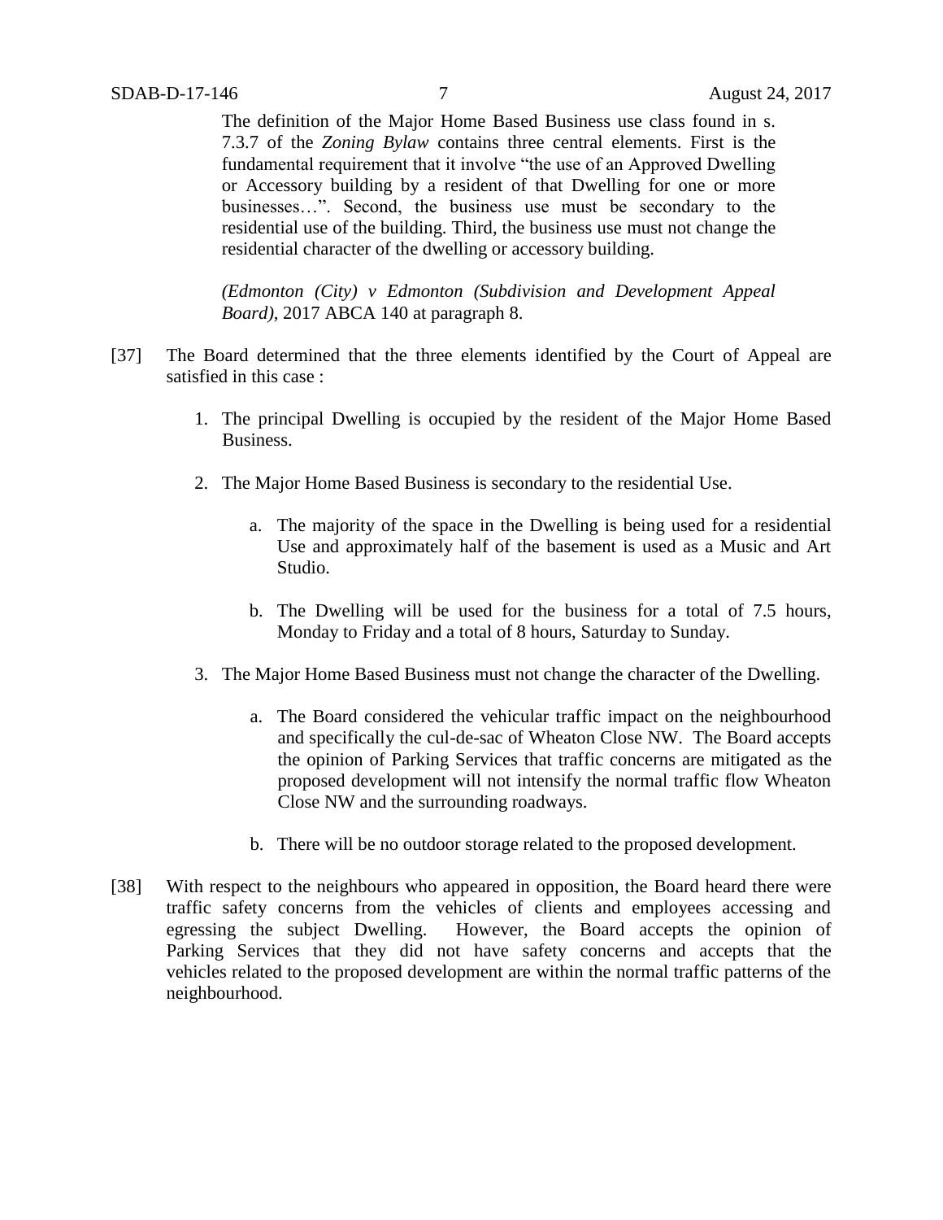> The definition of the Major Home Based Business use class found in s. 7.3.7 of the *Zoning Bylaw* contains three central elements. First is the fundamental requirement that it involve "the use of an Approved Dwelling or Accessory building by a resident of that Dwelling for one or more businesses…". Second, the business use must be secondary to the residential use of the building. Third, the business use must not change the residential character of the dwelling or accessory building.
>
> *(Edmonton (City) v Edmonton (Subdivision and Development Appeal Board)*, 2017 ABCA 140 at paragraph 8.

[37] The Board determined that the three elements identified by the Court of Appeal are satisfied in this case :

1. The principal Dwelling is occupied by the resident of the Major Home Based Business.
2. The Major Home Based Business is secondary to the residential Use.
   a. The majority of the space in the Dwelling is being used for a residential Use and approximately half of the basement is used as a Music and Art Studio.
   b. The Dwelling will be used for the business for a total of 7.5 hours, Monday to Friday and a total of 8 hours, Saturday to Sunday.
3. The Major Home Based Business must not change the character of the Dwelling.
   a. The Board considered the vehicular traffic impact on the neighbourhood and specifically the cul-de-sac of Wheaton Close NW. The Board accepts the opinion of Parking Services that traffic concerns are mitigated as the proposed development will not intensify the normal traffic flow Wheaton Close NW and the surrounding roadways.
   b. There will be no outdoor storage related to the proposed development.

[38] With respect to the neighbours who appeared in opposition, the Board heard there were traffic safety concerns from the vehicles of clients and employees accessing and egressing the subject Dwelling. However, the Board accepts the opinion of Parking Services that they did not have safety concerns and accepts that the vehicles related to the proposed development are within the normal traffic patterns of the neighbourhood.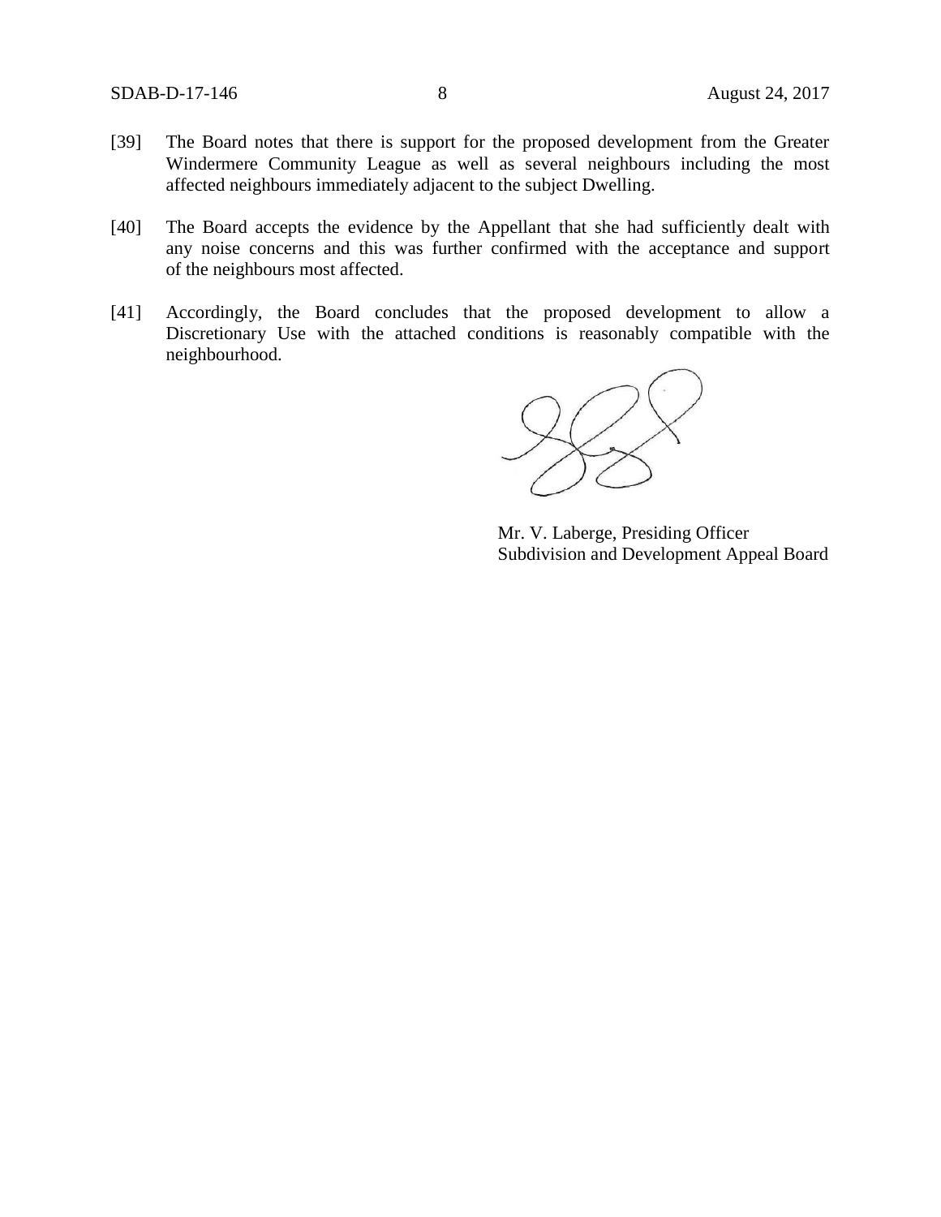[39] The Board notes that there is support for the proposed development from the Greater Windermere Community League as well as several neighbours including the most affected neighbours immediately adjacent to the subject Dwelling.

[40] The Board accepts the evidence by the Appellant that she had sufficiently dealt with any noise concerns and this was further confirmed with the acceptance and support of the neighbours most affected.

[41] Accordingly, the Board concludes that the proposed development to allow a Discretionary Use with the attached conditions is reasonably compatible with the neighbourhood.

Mr. V. Laberge, Presiding Officer
Subdivision and Development Appeal Board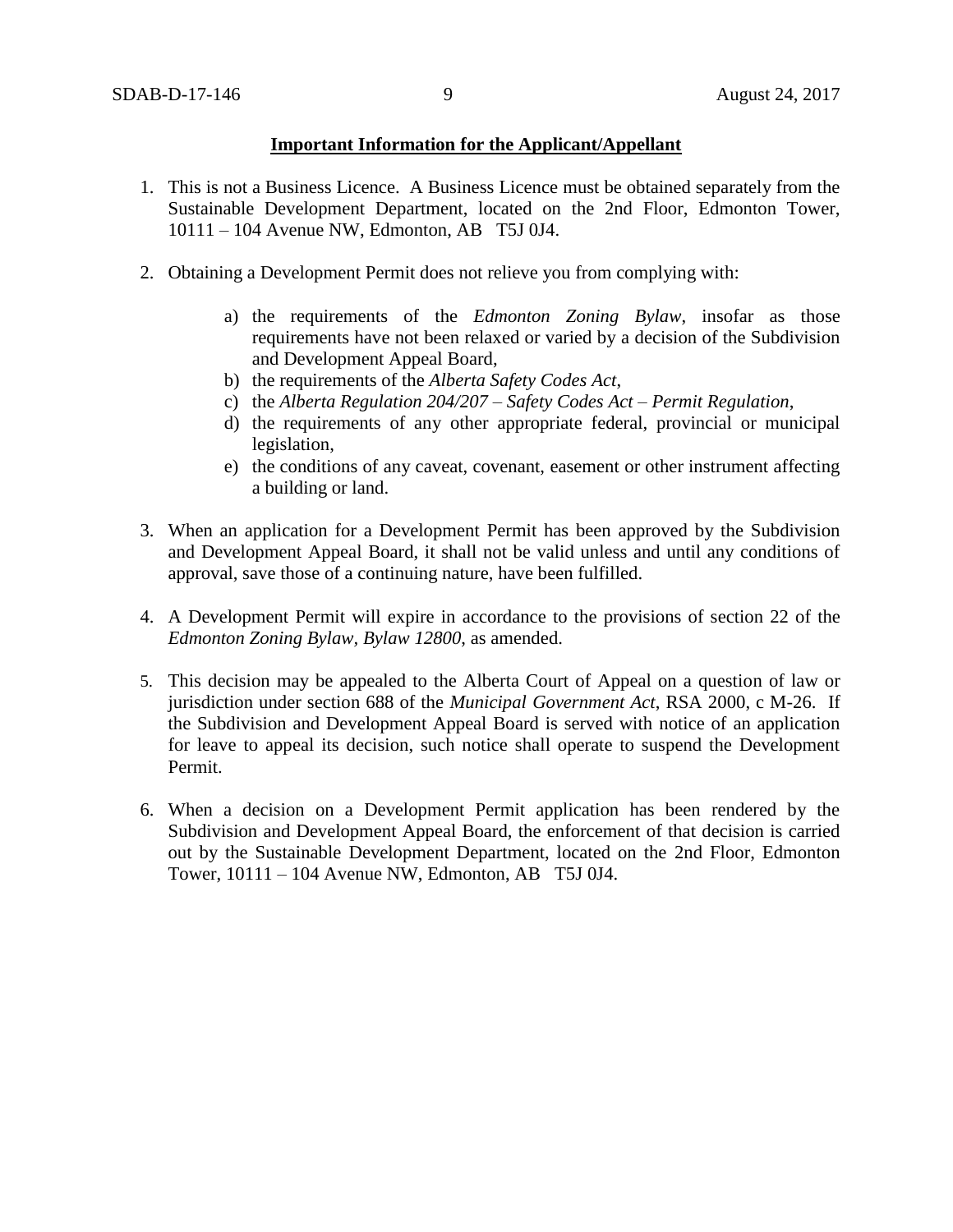**Important Information for the Applicant/Appellant**

1. This is not a Business Licence. A Business Licence must be obtained separately from the Sustainable Development Department, located on the 2nd Floor, Edmonton Tower, 10111 – 104 Avenue NW, Edmonton, AB T5J 0J4.

2. Obtaining a Development Permit does not relieve you from complying with:

   a) the requirements of the *Edmonton Zoning Bylaw*, insofar as those requirements have not been relaxed or varied by a decision of the Subdivision and Development Appeal Board,
   b) the requirements of the *Alberta Safety Codes Act*,
   c) the *Alberta Regulation 204/207 – Safety Codes Act – Permit Regulation*,
   d) the requirements of any other appropriate federal, provincial or municipal legislation,
   e) the conditions of any caveat, covenant, easement or other instrument affecting a building or land.

3. When an application for a Development Permit has been approved by the Subdivision and Development Appeal Board, it shall not be valid unless and until any conditions of approval, save those of a continuing nature, have been fulfilled.

4. A Development Permit will expire in accordance to the provisions of section 22 of the *Edmonton Zoning Bylaw, Bylaw 12800*, as amended.

5. This decision may be appealed to the Alberta Court of Appeal on a question of law or jurisdiction under section 688 of the *Municipal Government Act*, RSA 2000, c M-26. If the Subdivision and Development Appeal Board is served with notice of an application for leave to appeal its decision, such notice shall operate to suspend the Development Permit.

6. When a decision on a Development Permit application has been rendered by the Subdivision and Development Appeal Board, the enforcement of that decision is carried out by the Sustainable Development Department, located on the 2nd Floor, Edmonton Tower, 10111 – 104 Avenue NW, Edmonton, AB T5J 0J4.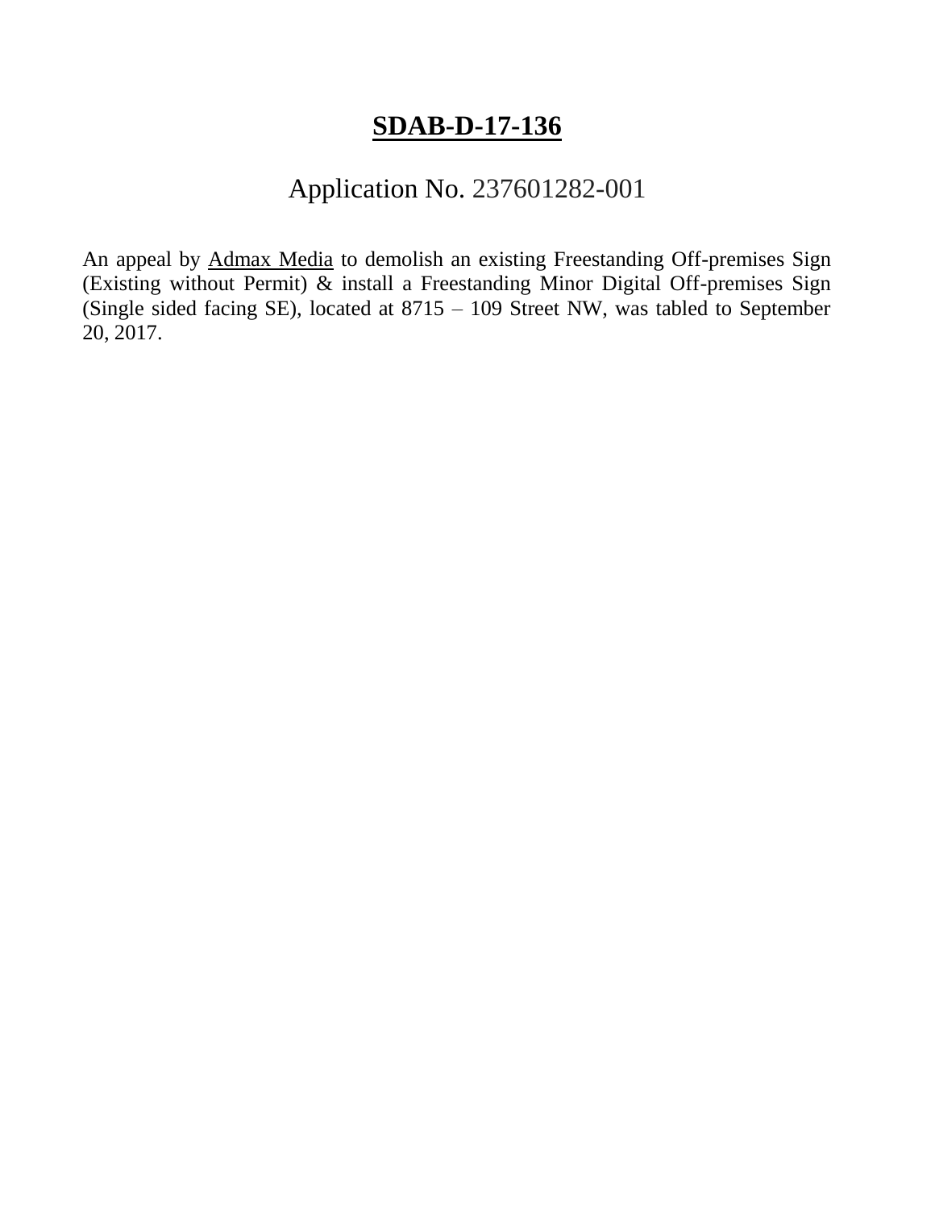# **SDAB-D-17-136**

## Application No. 237601282-001

An appeal by Admax Media to demolish an existing Freestanding Off-premises Sign (Existing without Permit) & install a Freestanding Minor Digital Off-premises Sign (Single sided facing SE), located at 8715 – 109 Street NW, was tabled to September 20, 2017.